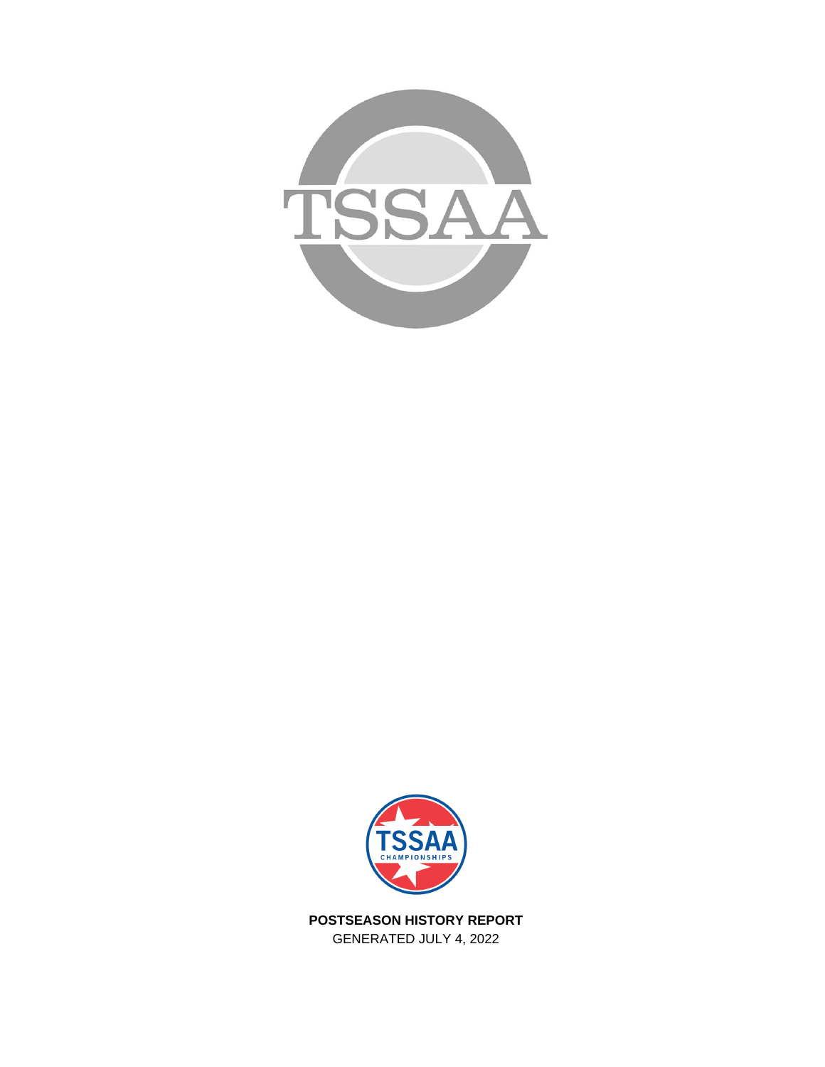TSSAA

TSSAA CHAMPIONSHIPS

**POSTSEASON HISTORY REPORT**

GENERATED JULY 4, 2022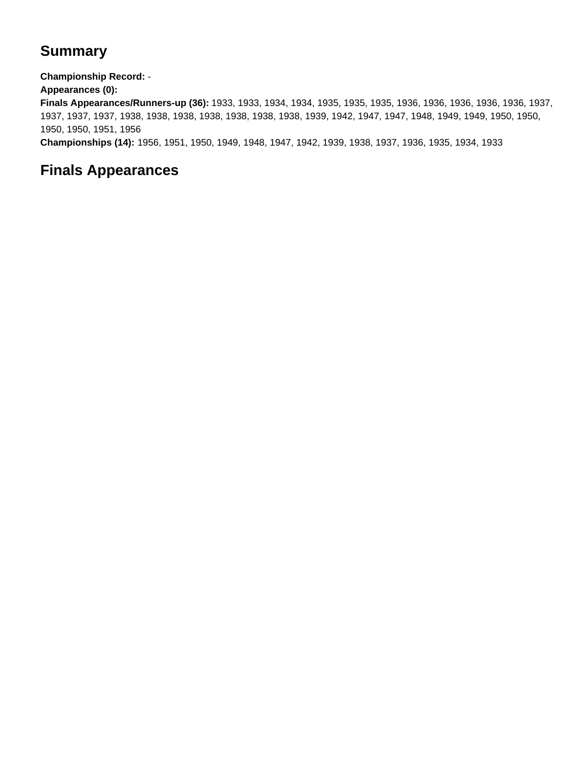## Summary

**Championship Record:** -
**Appearances (0):**
**Finals Appearances/Runners-up (36):** 1933, 1933, 1934, 1934, 1935, 1935, 1935, 1936, 1936, 1936, 1936, 1936, 1937, 1937, 1937, 1937, 1938, 1938, 1938, 1938, 1938, 1938, 1938, 1939, 1942, 1947, 1947, 1948, 1949, 1949, 1950, 1950, 1950, 1950, 1951, 1956
**Championships (14):** 1956, 1951, 1950, 1949, 1948, 1947, 1942, 1939, 1938, 1937, 1936, 1935, 1934, 1933

## Finals Appearances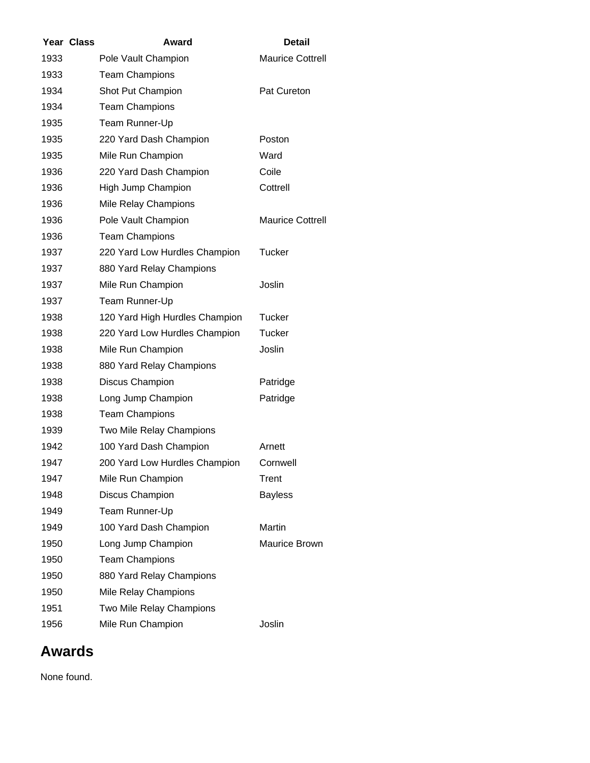| Year | Class | Award | Detail |
|---|---|---|---|
| 1933 | | Pole Vault Champion | Maurice Cottrell |
| 1933 | | Team Champions | |
| 1934 | | Shot Put Champion | Pat Cureton |
| 1934 | | Team Champions | |
| 1935 | | Team Runner-Up | |
| 1935 | | 220 Yard Dash Champion | Poston |
| 1935 | | Mile Run Champion | Ward |
| 1936 | | 220 Yard Dash Champion | Coile |
| 1936 | | High Jump Champion | Cottrell |
| 1936 | | Mile Relay Champions | |
| 1936 | | Pole Vault Champion | Maurice Cottrell |
| 1936 | | Team Champions | |
| 1937 | | 220 Yard Low Hurdles Champion | Tucker |
| 1937 | | 880 Yard Relay Champions | |
| 1937 | | Mile Run Champion | Joslin |
| 1937 | | Team Runner-Up | |
| 1938 | | 120 Yard High Hurdles Champion | Tucker |
| 1938 | | 220 Yard Low Hurdles Champion | Tucker |
| 1938 | | Mile Run Champion | Joslin |
| 1938 | | 880 Yard Relay Champions | |
| 1938 | | Discus Champion | Patridge |
| 1938 | | Long Jump Champion | Patridge |
| 1938 | | Team Champions | |
| 1939 | | Two Mile Relay Champions | |
| 1942 | | 100 Yard Dash Champion | Arnett |
| 1947 | | 200 Yard Low Hurdles Champion | Cornwell |
| 1947 | | Mile Run Champion | Trent |
| 1948 | | Discus Champion | Bayless |
| 1949 | | Team Runner-Up | |
| 1949 | | 100 Yard Dash Champion | Martin |
| 1950 | | Long Jump Champion | Maurice Brown |
| 1950 | | Team Champions | |
| 1950 | | 880 Yard Relay Champions | |
| 1950 | | Mile Relay Champions | |
| 1951 | | Two Mile Relay Champions | |
| 1956 | | Mile Run Champion | Joslin |

## Awards

None found.